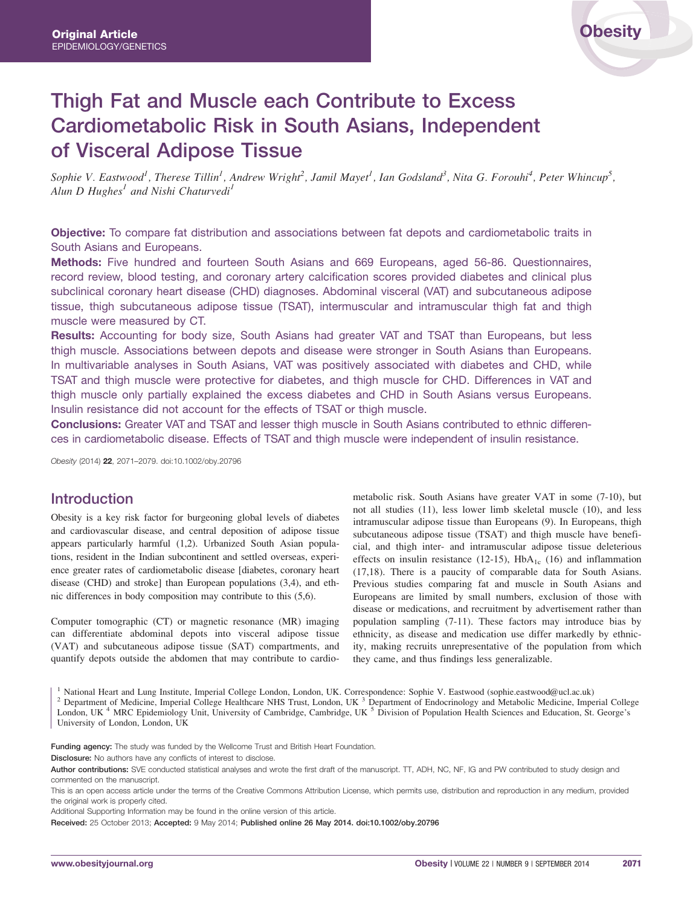Original Article
EPIDEMIOLOGY/GENETICS

# Thigh Fat and Muscle each Contribute to Excess Cardiometabolic Risk in South Asians, Independent of Visceral Adipose Tissue

*Sophie V. Eastwood[1], Therese Tillin[1], Andrew Wright[2], Jamil Mayet[1], Ian Godsland[3], Nita G. Forouhi[4], Peter Whincup[5], Alun D Hughes[1] and Nishi Chaturvedi[1]*

**Objective:** To compare fat distribution and associations between fat depots and cardiometabolic traits in South Asians and Europeans.

**Methods:** Five hundred and fourteen South Asians and 669 Europeans, aged 56-86. Questionnaires, record review, blood testing, and coronary artery calcification scores provided diabetes and clinical plus subclinical coronary heart disease (CHD) diagnoses. Abdominal visceral (VAT) and subcutaneous adipose tissue, thigh subcutaneous adipose tissue (TSAT), intermuscular and intramuscular thigh fat and thigh muscle were measured by CT.

**Results:** Accounting for body size, South Asians had greater VAT and TSAT than Europeans, but less thigh muscle. Associations between depots and disease were stronger in South Asians than Europeans. In multivariable analyses in South Asians, VAT was positively associated with diabetes and CHD, while TSAT and thigh muscle were protective for diabetes, and thigh muscle for CHD. Differences in VAT and thigh muscle only partially explained the excess diabetes and CHD in South Asians versus Europeans. Insulin resistance did not account for the effects of TSAT or thigh muscle.

**Conclusions:** Greater VAT and TSAT and lesser thigh muscle in South Asians contributed to ethnic differences in cardiometabolic disease. Effects of TSAT and thigh muscle were independent of insulin resistance.

*Obesity* (2014) **22**, 2071–2079. doi:10.1002/oby.20796

## Introduction

Obesity is a key risk factor for burgeoning global levels of diabetes and cardiovascular disease, and central deposition of adipose tissue appears particularly harmful (1,2). Urbanized South Asian populations, resident in the Indian subcontinent and settled overseas, experience greater rates of cardiometabolic disease [diabetes, coronary heart disease (CHD) and stroke] than European populations (3,4), and ethnic differences in body composition may contribute to this (5,6).

Computer tomographic (CT) or magnetic resonance (MR) imaging can differentiate abdominal depots into visceral adipose tissue (VAT) and subcutaneous adipose tissue (SAT) compartments, and quantify depots outside the abdomen that may contribute to cardiometabolic risk. South Asians have greater VAT in some (7-10), but not all studies (11), less lower limb skeletal muscle (10), and less intramuscular adipose tissue than Europeans (9). In Europeans, thigh subcutaneous adipose tissue (TSAT) and thigh muscle have beneficial, and thigh inter- and intramuscular adipose tissue deleterious effects on insulin resistance (12-15), $HbA_{1c}$ (16) and inflammation (17,18). There is a paucity of comparable data for South Asians. Previous studies comparing fat and muscle in South Asians and Europeans are limited by small numbers, exclusion of those with disease or medications, and recruitment by advertisement rather than population sampling (7-11). These factors may introduce bias by ethnicity, as disease and medication use differ markedly by ethnicity, making recruits unrepresentative of the population from which they came, and thus findings less generalizable.

[1] National Heart and Lung Institute, Imperial College London, London, UK. Correspondence: Sophie V. Eastwood (sophie.eastwood@ucl.ac.uk)
[2] Department of Medicine, Imperial College Healthcare NHS Trust, London, UK [3] Department of Endocrinology and Metabolic Medicine, Imperial College London, UK [4] MRC Epidemiology Unit, University of Cambridge, Cambridge, UK [5] Division of Population Health Sciences and Education, St. George's University of London, London, UK

**Funding agency:** The study was funded by the Wellcome Trust and British Heart Foundation.

**Disclosure:** No authors have any conflicts of interest to disclose.

**Author contributions:** SVE conducted statistical analyses and wrote the first draft of the manuscript. TT, ADH, NC, NF, IG and PW contributed to study design and commented on the manuscript.

This is an open access article under the terms of the Creative Commons Attribution License, which permits use, distribution and reproduction in any medium, provided the original work is properly cited.

Additional Supporting Information may be found in the online version of this article.

**Received:** 25 October 2013; **Accepted:** 9 May 2014; **Published online 26 May 2014. doi:10.1002/oby.20796**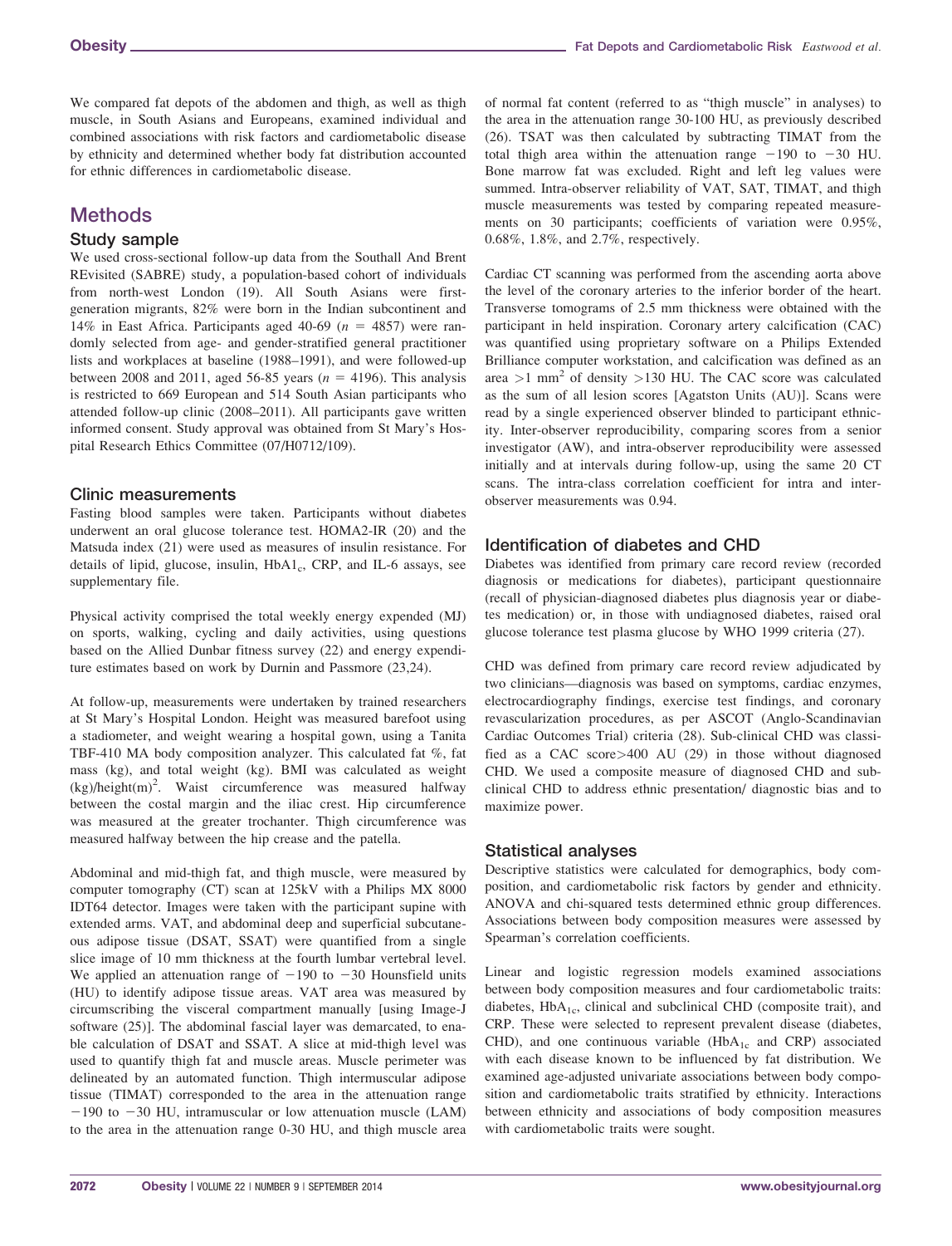We compared fat depots of the abdomen and thigh, as well as thigh muscle, in South Asians and Europeans, examined individual and combined associations with risk factors and cardiometabolic disease by ethnicity and determined whether body fat distribution accounted for ethnic differences in cardiometabolic disease.

## Methods

### Study sample

We used cross-sectional follow-up data from the Southall And Brent REvisited (SABRE) study, a population-based cohort of individuals from north-west London (19). All South Asians were first-generation migrants, 82% were born in the Indian subcontinent and 14% in East Africa. Participants aged 40-69 ($n = 4857$) were randomly selected from age- and gender-stratified general practitioner lists and workplaces at baseline (1988–1991), and were followed-up between 2008 and 2011, aged 56-85 years ($n = 4196$). This analysis is restricted to 669 European and 514 South Asian participants who attended follow-up clinic (2008–2011). All participants gave written informed consent. Study approval was obtained from St Mary's Hospital Research Ethics Committee (07/H0712/109).

### Clinic measurements

Fasting blood samples were taken. Participants without diabetes underwent an oral glucose tolerance test. HOMA2-IR (20) and the Matsuda index (21) were used as measures of insulin resistance. For details of lipid, glucose, insulin, $HbA1_c$, CRP, and IL-6 assays, see supplementary file.

Physical activity comprised the total weekly energy expended (MJ) on sports, walking, cycling and daily activities, using questions based on the Allied Dunbar fitness survey (22) and energy expenditure estimates based on work by Durnin and Passmore (23,24).

At follow-up, measurements were undertaken by trained researchers at St Mary's Hospital London. Height was measured barefoot using a stadiometer, and weight wearing a hospital gown, using a Tanita TBF-410 MA body composition analyzer. This calculated fat %, fat mass (kg), and total weight (kg). BMI was calculated as weight (kg)/height(m)$^2$. Waist circumference was measured halfway between the costal margin and the iliac crest. Hip circumference was measured at the greater trochanter. Thigh circumference was measured halfway between the hip crease and the patella.

Abdominal and mid-thigh fat, and thigh muscle, were measured by computer tomography (CT) scan at 125kV with a Philips MX 8000 IDT64 detector. Images were taken with the participant supine with extended arms. VAT, and abdominal deep and superficial subcutaneous adipose tissue (DSAT, SSAT) were quantified from a single slice image of 10 mm thickness at the fourth lumbar vertebral level. We applied an attenuation range of $-190$ to $-30$ Hounsfield units (HU) to identify adipose tissue areas. VAT area was measured by circumscribing the visceral compartment manually [using Image-J software (25)]. The abdominal fascial layer was demarcated, to enable calculation of DSAT and SSAT. A slice at mid-thigh level was used to quantify thigh fat and muscle areas. Muscle perimeter was delineated by an automated function. Thigh intermuscular adipose tissue (TIMAT) corresponded to the area in the attenuation range $-190$ to $-30$ HU, intramuscular or low attenuation muscle (LAM) to the area in the attenuation range 0-30 HU, and thigh muscle area of normal fat content (referred to as "thigh muscle" in analyses) to the area in the attenuation range 30-100 HU, as previously described (26). TSAT was then calculated by subtracting TIMAT from the total thigh area within the attenuation range $-190$ to $-30$ HU. Bone marrow fat was excluded. Right and left leg values were summed. Intra-observer reliability of VAT, SAT, TIMAT, and thigh muscle measurements was tested by comparing repeated measurements on 30 participants; coefficients of variation were 0.95%, 0.68%, 1.8%, and 2.7%, respectively.

Cardiac CT scanning was performed from the ascending aorta above the level of the coronary arteries to the inferior border of the heart. Transverse tomograms of 2.5 mm thickness were obtained with the participant in held inspiration. Coronary artery calcification (CAC) was quantified using proprietary software on a Philips Extended Brilliance computer workstation, and calcification was defined as an area $>1$ mm$^2$ of density $>130$ HU. The CAC score was calculated as the sum of all lesion scores [Agatston Units (AU)]. Scans were read by a single experienced observer blinded to participant ethnicity. Inter-observer reproducibility, comparing scores from a senior investigator (AW), and intra-observer reproducibility were assessed initially and at intervals during follow-up, using the same 20 CT scans. The intra-class correlation coefficient for intra and inter-observer measurements was 0.94.

### Identification of diabetes and CHD

Diabetes was identified from primary care record review (recorded diagnosis or medications for diabetes), participant questionnaire (recall of physician-diagnosed diabetes plus diagnosis year or diabetes medication) or, in those with undiagnosed diabetes, raised oral glucose tolerance test plasma glucose by WHO 1999 criteria (27).

CHD was defined from primary care record review adjudicated by two clinicians—diagnosis was based on symptoms, cardiac enzymes, electrocardiography findings, exercise test findings, and coronary revascularization procedures, as per ASCOT (Anglo-Scandinavian Cardiac Outcomes Trial) criteria (28). Sub-clinical CHD was classified as a CAC score$>$400 AU (29) in those without diagnosed CHD. We used a composite measure of diagnosed CHD and sub-clinical CHD to address ethnic presentation/ diagnostic bias and to maximize power.

### Statistical analyses

Descriptive statistics were calculated for demographics, body composition, and cardiometabolic risk factors by gender and ethnicity. ANOVA and chi-squared tests determined ethnic group differences. Associations between body composition measures were assessed by Spearman's correlation coefficients.

Linear and logistic regression models examined associations between body composition measures and four cardiometabolic traits: diabetes, $HbA_{1c}$, clinical and subclinical CHD (composite trait), and CRP. These were selected to represent prevalent disease (diabetes, CHD), and one continuous variable ($HbA_{1c}$ and CRP) associated with each disease known to be influenced by fat distribution. We examined age-adjusted univariate associations between body composition and cardiometabolic traits stratified by ethnicity. Interactions between ethnicity and associations of body composition measures with cardiometabolic traits were sought.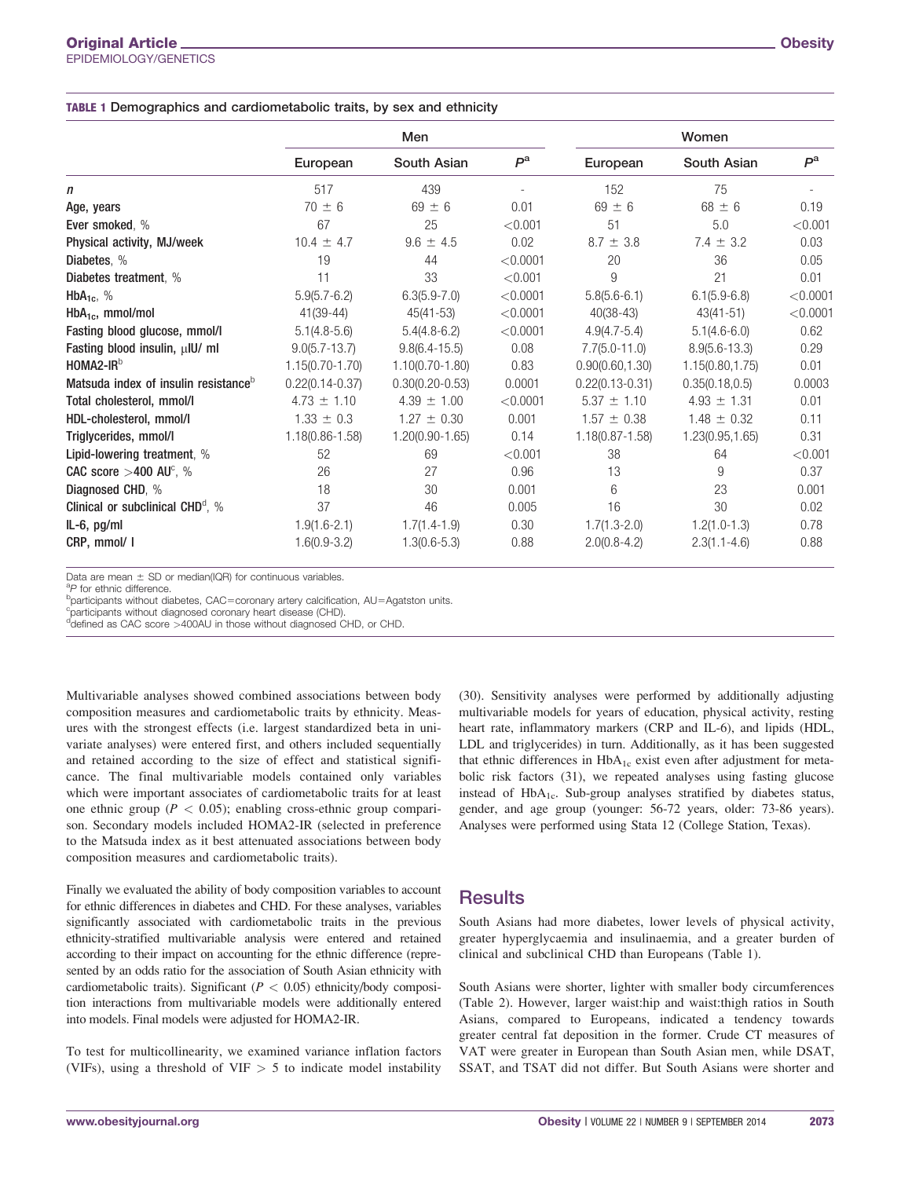**TABLE 1 Demographics and cardiometabolic traits, by sex and ethnicity**

| | Men | | | Women | | |
|---|---|---|---|---|---|---|
| | European | South Asian | $P^a$ | European | South Asian | $P^a$ |
| *n* | 517 | 439 | - | 152 | 75 | - |
| **Age**, years | 70 ± 6 | 69 ± 6 | 0.01 | 69 ± 6 | 68 ± 6 | 0.19 |
| **Ever smoked**, % | 67 | 25 | <0.001 | 51 | 5.0 | <0.001 |
| **Physical activity**, MJ/week | 10.4 ± 4.7 | 9.6 ± 4.5 | 0.02 | 8.7 ± 3.8 | 7.4 ± 3.2 | 0.03 |
| **Diabetes**, % | 19 | 44 | <0.0001 | 20 | 36 | 0.05 |
| **Diabetes treatment**, % | 11 | 33 | <0.001 | 9 | 21 | 0.01 |
| **$HbA_{1c}$**, % | 5.9(5.7-6.2) | 6.3(5.9-7.0) | <0.0001 | 5.8(5.6-6.1) | 6.1(5.9-6.8) | <0.0001 |
| **$HbA_{1c}$**, mmol/mol | 41(39-44) | 45(41-53) | <0.0001 | 40(38-43) | 43(41-51) | <0.0001 |
| **Fasting blood glucose**, mmol/l | 5.1(4.8-5.6) | 5.4(4.8-6.2) | <0.0001 | 4.9(4.7-5.4) | 5.1(4.6-6.0) | 0.62 |
| **Fasting blood insulin**, μIU/ ml | 9.0(5.7-13.7) | 9.8(6.4-15.5) | 0.08 | 7.7(5.0-11.0) | 8.9(5.6-13.3) | 0.29 |
| **HOMA2-IR**[b] | 1.15(0.70-1.70) | 1.10(0.70-1.80) | 0.83 | 0.90(0.60,1.30) | 1.15(0.80,1.75) | 0.01 |
| **Matsuda index of insulin resistance**[b] | 0.22(0.14-0.37) | 0.30(0.20-0.53) | 0.0001 | 0.22(0.13-0.31) | 0.35(0.18,0.5) | 0.0003 |
| **Total cholesterol**, mmol/l | 4.73 ± 1.10 | 4.39 ± 1.00 | <0.0001 | 5.37 ± 1.10 | 4.93 ± 1.31 | 0.01 |
| **HDL-cholesterol**, mmol/l | 1.33 ± 0.3 | 1.27 ± 0.30 | 0.001 | 1.57 ± 0.38 | 1.48 ± 0.32 | 0.11 |
| **Triglycerides**, mmol/l | 1.18(0.86-1.58) | 1.20(0.90-1.65) | 0.14 | 1.18(0.87-1.58) | 1.23(0.95,1.65) | 0.31 |
| **Lipid-lowering treatment**, % | 52 | 69 | <0.001 | 38 | 64 | <0.001 |
| **CAC score >400 AU**[c], % | 26 | 27 | 0.96 | 13 | 9 | 0.37 |
| **Diagnosed CHD**, % | 18 | 30 | 0.001 | 6 | 23 | 0.001 |
| **Clinical or subclinical CHD**[d], % | 37 | 46 | 0.005 | 16 | 30 | 0.02 |
| **IL-6**, pg/ml | 1.9(1.6-2.1) | 1.7(1.4-1.9) | 0.30 | 1.7(1.3-2.0) | 1.2(1.0-1.3) | 0.78 |
| **CRP**, mmol/ l | 1.6(0.9-3.2) | 1.3(0.6-5.3) | 0.88 | 2.0(0.8-4.2) | 2.3(1.1-4.6) | 0.88 |

Data are mean ± SD or median(IQR) for continuous variables.
[a]*P* for ethnic difference.
[b]participants without diabetes, CAC=coronary artery calcification, AU=Agatston units.
[c]participants without diagnosed coronary heart disease (CHD).
[d]defined as CAC score >400AU in those without diagnosed CHD, or CHD.

Multivariable analyses showed combined associations between body composition measures and cardiometabolic traits by ethnicity. Measures with the strongest effects (i.e. largest standardized beta in univariate analyses) were entered first, and others included sequentially and retained according to the size of effect and statistical significance. The final multivariable models contained only variables which were important associates of cardiometabolic traits for at least one ethnic group ($P < 0.05$); enabling cross-ethnic group comparison. Secondary models included HOMA2-IR (selected in preference to the Matsuda index as it best attenuated associations between body composition measures and cardiometabolic traits).

Finally we evaluated the ability of body composition variables to account for ethnic differences in diabetes and CHD. For these analyses, variables significantly associated with cardiometabolic traits in the previous ethnicity-stratified multivariable analysis were entered and retained according to their impact on accounting for the ethnic difference (represented by an odds ratio for the association of South Asian ethnicity with cardiometabolic traits). Significant ($P < 0.05$) ethnicity/body composition interactions from multivariable models were additionally entered into models. Final models were adjusted for HOMA2-IR.

To test for multicollinearity, we examined variance inflation factors (VIFs), using a threshold of VIF > 5 to indicate model instability (30). Sensitivity analyses were performed by additionally adjusting multivariable models for years of education, physical activity, resting heart rate, inflammatory markers (CRP and IL-6), and lipids (HDL, LDL and triglycerides) in turn. Additionally, as it has been suggested that ethnic differences in $HbA_{1c}$ exist even after adjustment for metabolic risk factors (31), we repeated analyses using fasting glucose instead of $HbA_{1c}$. Sub-group analyses stratified by diabetes status, gender, and age group (younger: 56-72 years, older: 73-86 years). Analyses were performed using Stata 12 (College Station, Texas).

## Results

South Asians had more diabetes, lower levels of physical activity, greater hyperglycaemia and insulinaemia, and a greater burden of clinical and subclinical CHD than Europeans (Table 1).

South Asians were shorter, lighter with smaller body circumferences (Table 2). However, larger waist:hip and waist:thigh ratios in South Asians, compared to Europeans, indicated a tendency towards greater central fat deposition in the former. Crude CT measures of VAT were greater in European than South Asian men, while DSAT, SSAT, and TSAT did not differ. But South Asians were shorter and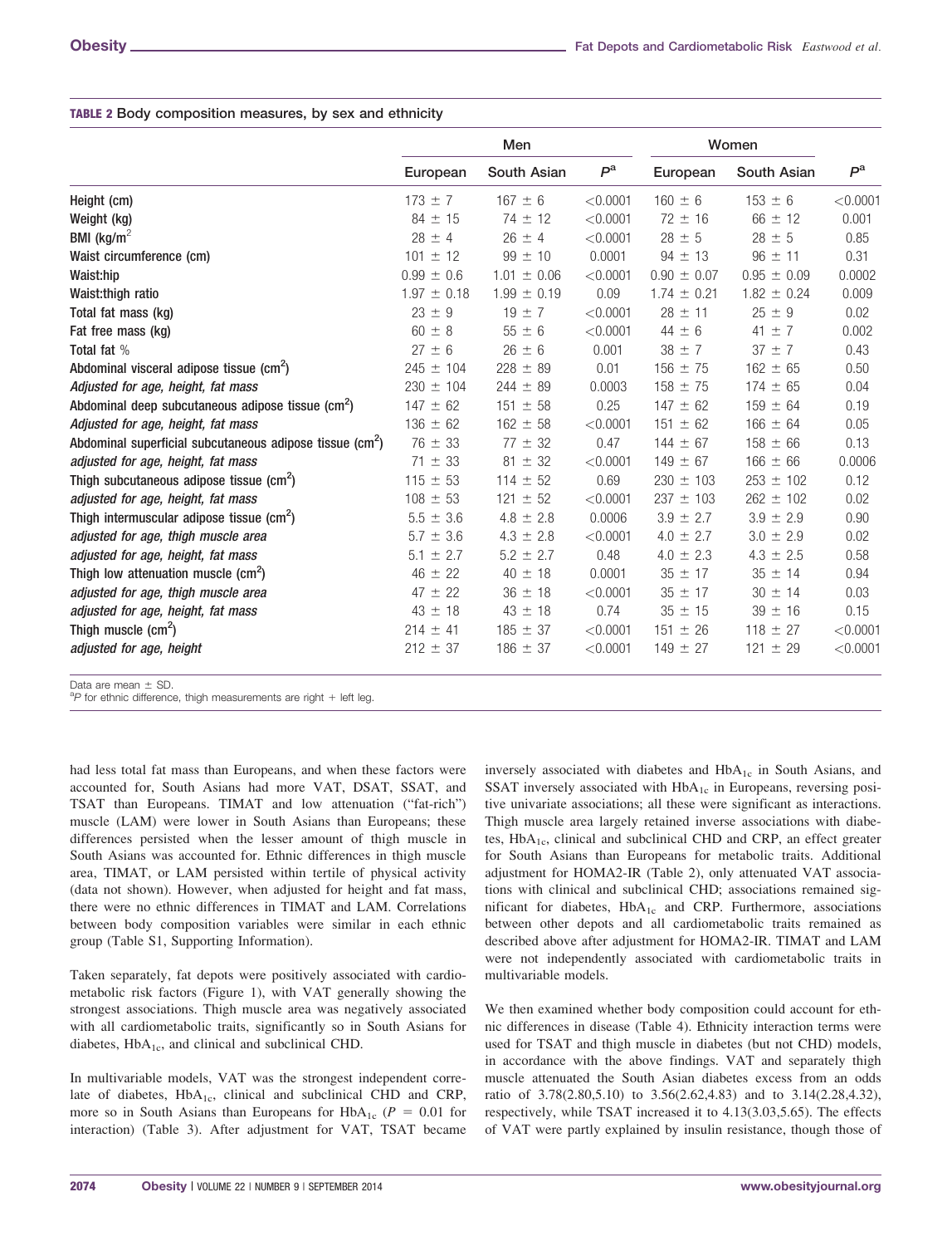**TABLE 2 Body composition measures, by sex and ethnicity**

| | Men | | | Women | | |
|---|---|---|---|---|---|---|
| | European | South Asian | $P^a$ | European | South Asian | $P^a$ |
| Height (cm) | 173 ± 7 | 167 ± 6 | <0.0001 | 160 ± 6 | 153 ± 6 | <0.0001 |
| Weight (kg) | 84 ± 15 | 74 ± 12 | <0.0001 | 72 ± 16 | 66 ± 12 | 0.001 |
| BMI (kg/m$^2$ | 28 ± 4 | 26 ± 4 | <0.0001 | 28 ± 5 | 28 ± 5 | 0.85 |
| Waist circumference (cm) | 101 ± 12 | 99 ± 10 | 0.0001 | 94 ± 13 | 96 ± 11 | 0.31 |
| Waist:hip | 0.99 ± 0.6 | 1.01 ± 0.06 | <0.0001 | 0.90 ± 0.07 | 0.95 ± 0.09 | 0.0002 |
| Waist:thigh ratio | 1.97 ± 0.18 | 1.99 ± 0.19 | 0.09 | 1.74 ± 0.21 | 1.82 ± 0.24 | 0.009 |
| Total fat mass (kg) | 23 ± 9 | 19 ± 7 | <0.0001 | 28 ± 11 | 25 ± 9 | 0.02 |
| Fat free mass (kg) | 60 ± 8 | 55 ± 6 | <0.0001 | 44 ± 6 | 41 ± 7 | 0.002 |
| Total fat % | 27 ± 6 | 26 ± 6 | 0.001 | 38 ± 7 | 37 ± 7 | 0.43 |
| Abdominal visceral adipose tissue (cm$^2$) | 245 ± 104 | 228 ± 89 | 0.01 | 156 ± 75 | 162 ± 65 | 0.50 |
| *Adjusted for age, height, fat mass* | 230 ± 104 | 244 ± 89 | 0.0003 | 158 ± 75 | 174 ± 65 | 0.04 |
| Abdominal deep subcutaneous adipose tissue (cm$^2$) | 147 ± 62 | 151 ± 58 | 0.25 | 147 ± 62 | 159 ± 64 | 0.19 |
| *Adjusted for age, height, fat mass* | 136 ± 62 | 162 ± 58 | <0.0001 | 151 ± 62 | 166 ± 64 | 0.05 |
| Abdominal superficial subcutaneous adipose tissue (cm$^2$) | 76 ± 33 | 77 ± 32 | 0.47 | 144 ± 67 | 158 ± 66 | 0.13 |
| *adjusted for age, height, fat mass* | 71 ± 33 | 81 ± 32 | <0.0001 | 149 ± 67 | 166 ± 66 | 0.0006 |
| Thigh subcutaneous adipose tissue (cm$^2$) | 115 ± 53 | 114 ± 52 | 0.69 | 230 ± 103 | 253 ± 102 | 0.12 |
| *adjusted for age, height, fat mass* | 108 ± 53 | 121 ± 52 | <0.0001 | 237 ± 103 | 262 ± 102 | 0.02 |
| Thigh intermuscular adipose tissue (cm$^2$) | 5.5 ± 3.6 | 4.8 ± 2.8 | 0.0006 | 3.9 ± 2.7 | 3.9 ± 2.9 | 0.90 |
| *adjusted for age, thigh muscle area* | 5.7 ± 3.6 | 4.3 ± 2.8 | <0.0001 | 4.0 ± 2.7 | 3.0 ± 2.9 | 0.02 |
| *adjusted for age, height, fat mass* | 5.1 ± 2.7 | 5.2 ± 2.7 | 0.48 | 4.0 ± 2.3 | 4.3 ± 2.5 | 0.58 |
| Thigh low attenuation muscle (cm$^2$) | 46 ± 22 | 40 ± 18 | 0.0001 | 35 ± 17 | 35 ± 14 | 0.94 |
| *adjusted for age, thigh muscle area* | 47 ± 22 | 36 ± 18 | <0.0001 | 35 ± 17 | 30 ± 14 | 0.03 |
| *adjusted for age, height, fat mass* | 43 ± 18 | 43 ± 18 | 0.74 | 35 ± 15 | 39 ± 16 | 0.15 |
| Thigh muscle (cm$^2$) | 214 ± 41 | 185 ± 37 | <0.0001 | 151 ± 26 | 118 ± 27 | <0.0001 |
| *adjusted for age, height* | 212 ± 37 | 186 ± 37 | <0.0001 | 149 ± 27 | 121 ± 29 | <0.0001 |

Data are mean ± SD.
[a]P for ethnic difference, thigh measurements are right + left leg.

had less total fat mass than Europeans, and when these factors were accounted for, South Asians had more VAT, DSAT, SSAT, and TSAT than Europeans. TIMAT and low attenuation ("fat-rich") muscle (LAM) were lower in South Asians than Europeans; these differences persisted when the lesser amount of thigh muscle in South Asians was accounted for. Ethnic differences in thigh muscle area, TIMAT, or LAM persisted within tertile of physical activity (data not shown). However, when adjusted for height and fat mass, there were no ethnic differences in TIMAT and LAM. Correlations between body composition variables were similar in each ethnic group (Table S1, Supporting Information).

Taken separately, fat depots were positively associated with cardiometabolic risk factors (Figure 1), with VAT generally showing the strongest associations. Thigh muscle area was negatively associated with all cardiometabolic traits, significantly so in South Asians for diabetes, $HbA_{1c}$, and clinical and subclinical CHD.

In multivariable models, VAT was the strongest independent correlate of diabetes, $HbA_{1c}$, clinical and subclinical CHD and CRP, more so in South Asians than Europeans for $HbA_{1c}$ ($P = 0.01$ for interaction) (Table 3). After adjustment for VAT, TSAT became inversely associated with diabetes and $HbA_{1c}$ in South Asians, and SSAT inversely associated with $HbA_{1c}$ in Europeans, reversing positive univariate associations; all these were significant as interactions. Thigh muscle area largely retained inverse associations with diabetes, $HbA_{1c}$, clinical and subclinical CHD and CRP, an effect greater for South Asians than Europeans for metabolic traits. Additional adjustment for HOMA2-IR (Table 2), only attenuated VAT associations with clinical and subclinical CHD; associations remained significant for diabetes, $HbA_{1c}$ and CRP. Furthermore, associations between other depots and all cardiometabolic traits remained as described above after adjustment for HOMA2-IR. TIMAT and LAM were not independently associated with cardiometabolic traits in multivariable models.

We then examined whether body composition could account for ethnic differences in disease (Table 4). Ethnicity interaction terms were used for TSAT and thigh muscle in diabetes (but not CHD) models, in accordance with the above findings. VAT and separately thigh muscle attenuated the South Asian diabetes excess from an odds ratio of 3.78(2.80,5.10) to 3.56(2.62,4.83) and to 3.14(2.28,4.32), respectively, while TSAT increased it to 4.13(3.03,5.65). The effects of VAT were partly explained by insulin resistance, though those of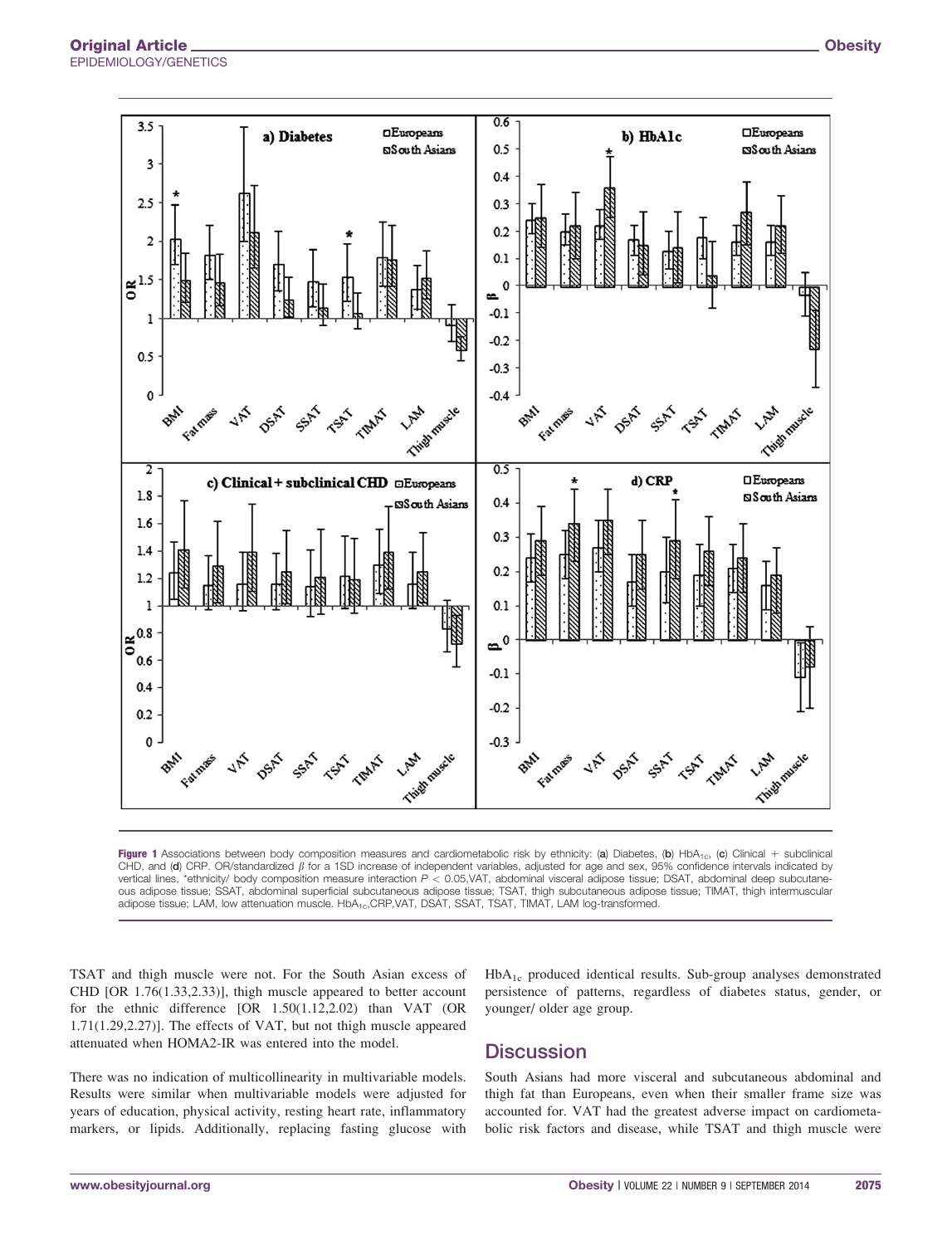Figure 1 Associations between body composition measures and cardiometabolic risk by ethnicity: (a) Diabetes, (b) $HbA_{1c}$, (c) Clinical + subclinical CHD, and (d) CRP. OR/standardized $\beta$ for a 1SD increase of independent variables, adjusted for age and sex, 95% confidence intervals indicated by vertical lines, *ethnicity/ body composition measure interaction $P < 0.05$,VAT, abdominal visceral adipose tissue; DSAT, abdominal deep subcutaneous adipose tissue; SSAT, abdominal superficial subcutaneous adipose tissue; TSAT, thigh subcutaneous adipose tissue; TIMAT, thigh intermuscular adipose tissue; LAM, low attenuation muscle. $HbA_{1c}$,CRP,VAT, DSAT, SSAT, TSAT, TIMAT, LAM log-transformed.

TSAT and thigh muscle were not. For the South Asian excess of CHD [OR 1.76(1.33,2.33)], thigh muscle appeared to better account for the ethnic difference [OR 1.50(1.12,2.02) than VAT (OR 1.71(1.29,2.27)]. The effects of VAT, but not thigh muscle appeared attenuated when HOMA2-IR was entered into the model.

There was no indication of multicollinearity in multivariable models. Results were similar when multivariable models were adjusted for years of education, physical activity, resting heart rate, inflammatory markers, or lipids. Additionally, replacing fasting glucose with $HbA_{1c}$ produced identical results. Sub-group analyses demonstrated persistence of patterns, regardless of diabetes status, gender, or younger/ older age group.

## Discussion

South Asians had more visceral and subcutaneous abdominal and thigh fat than Europeans, even when their smaller frame size was accounted for. VAT had the greatest adverse impact on cardiometabolic risk factors and disease, while TSAT and thigh muscle were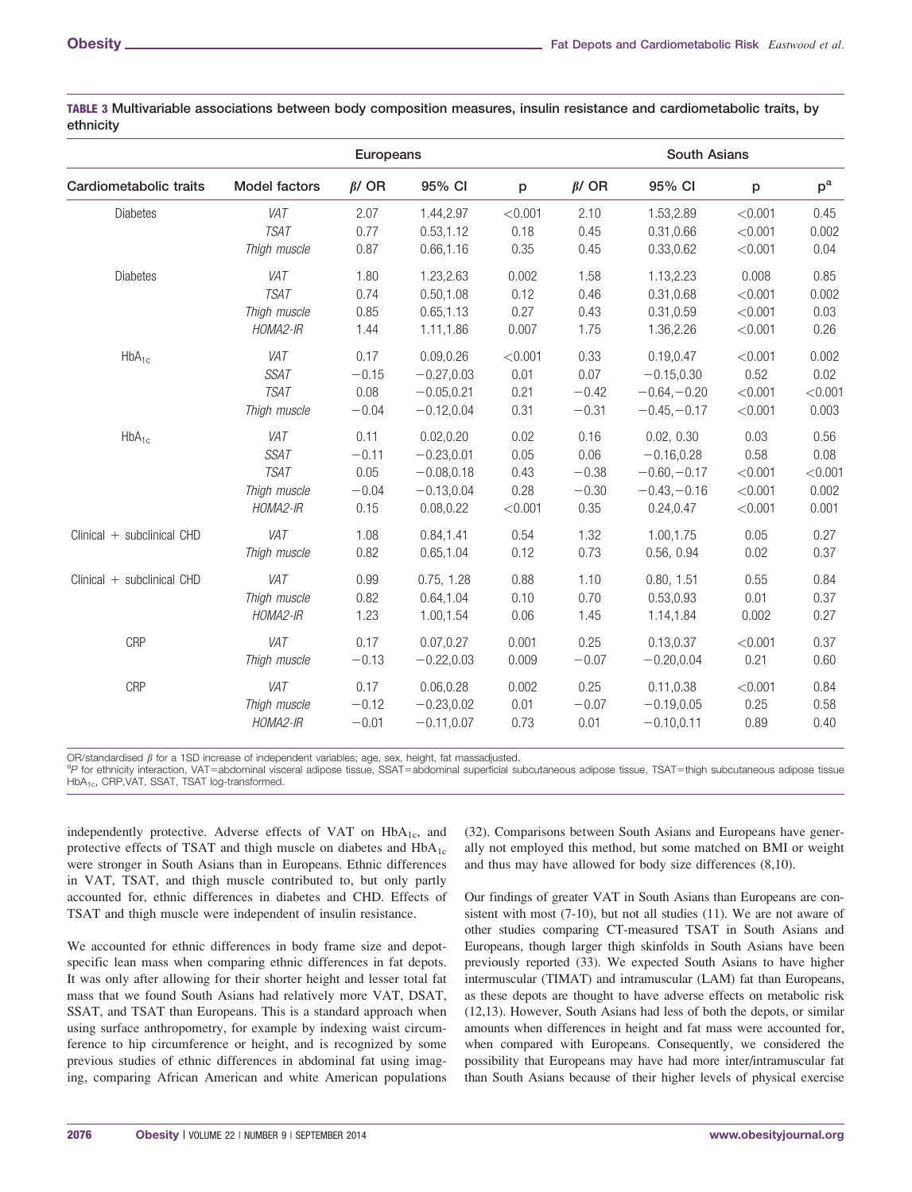**TABLE 3 Multivariable associations between body composition measures, insulin resistance and cardiometabolic traits, by ethnicity**

| Cardiometabolic traits | Model factors | Europeans | | | South Asians | | | |
|---|---|---|---|---|---|---|---|---|
| | | $\beta$/ OR | 95% CI | p | $\beta$/ OR | 95% CI | p | p[a] |
| Diabetes | *VAT* | 2.07 | 1.44,2.97 | <0.001 | 2.10 | 1.53,2.89 | <0.001 | 0.45 |
| | *TSAT* | 0.77 | 0.53,1.12 | 0.18 | 0.45 | 0.31,0.66 | <0.001 | 0.002 |
| | *Thigh muscle* | 0.87 | 0.66,1.16 | 0.35 | 0.45 | 0.33,0.62 | <0.001 | 0.04 |
| Diabetes | *VAT* | 1.80 | 1.23,2.63 | 0.002 | 1.58 | 1.13,2.23 | 0.008 | 0.85 |
| | *TSAT* | 0.74 | 0.50,1.08 | 0.12 | 0.46 | 0.31,0.68 | <0.001 | 0.002 |
| | *Thigh muscle* | 0.85 | 0.65,1.13 | 0.27 | 0.43 | 0.31,0.59 | <0.001 | 0.03 |
| | *HOMA2-IR* | 1.44 | 1.11,1.86 | 0.007 | 1.75 | 1.36,2.26 | <0.001 | 0.26 |
| $HbA_{1c}$ | *VAT* | 0.17 | 0.09,0.26 | <0.001 | 0.33 | 0.19,0.47 | <0.001 | 0.002 |
| | *SSAT* | −0.15 | −0.27,0.03 | 0.01 | 0.07 | −0.15,0.30 | 0.52 | 0.02 |
| | *TSAT* | 0.08 | −0.05,0.21 | 0.21 | −0.42 | −0.64,−0.20 | <0.001 | <0.001 |
| | *Thigh muscle* | −0.04 | −0.12,0.04 | 0.31 | −0.31 | −0.45,−0.17 | <0.001 | 0.003 |
| $HbA_{1c}$ | *VAT* | 0.11 | 0.02,0.20 | 0.02 | 0.16 | 0.02, 0.30 | 0.03 | 0.56 |
| | *SSAT* | −0.11 | −0.23,0.01 | 0.05 | 0.06 | −0.16,0.28 | 0.58 | 0.08 |
| | *TSAT* | 0.05 | −0.08,0.18 | 0.43 | −0.38 | −0.60,−0.17 | <0.001 | <0.001 |
| | *Thigh muscle* | −0.04 | −0.13,0.04 | 0.28 | −0.30 | −0.43,−0.16 | <0.001 | 0.002 |
| | *HOMA2-IR* | 0.15 | 0.08,0.22 | <0.001 | 0.35 | 0.24,0.47 | <0.001 | 0.001 |
| Clinical + subclinical CHD | *VAT* | 1.08 | 0.84,1.41 | 0.54 | 1.32 | 1.00,1.75 | 0.05 | 0.27 |
| | *Thigh muscle* | 0.82 | 0.65,1.04 | 0.12 | 0.73 | 0.56, 0.94 | 0.02 | 0.37 |
| Clinical + subclinical CHD | *VAT* | 0.99 | 0.75, 1.28 | 0.88 | 1.10 | 0.80, 1.51 | 0.55 | 0.84 |
| | *Thigh muscle* | 0.82 | 0.64,1.04 | 0.10 | 0.70 | 0.53,0.93 | 0.01 | 0.37 |
| | *HOMA2-IR* | 1.23 | 1.00,1.54 | 0.06 | 1.45 | 1.14,1.84 | 0.002 | 0.27 |
| CRP | *VAT* | 0.17 | 0.07,0.27 | 0.001 | 0.25 | 0.13,0.37 | <0.001 | 0.37 |
| | *Thigh muscle* | −0.13 | −0.22,0.03 | 0.009 | −0.07 | −0.20,0.04 | 0.21 | 0.60 |
| CRP | *VAT* | 0.17 | 0.06,0.28 | 0.002 | 0.25 | 0.11,0.38 | <0.001 | 0.84 |
| | *Thigh muscle* | −0.12 | −0.23,0.02 | 0.01 | −0.07 | −0.19,0.05 | 0.25 | 0.58 |
| | *HOMA2-IR* | −0.01 | −0.11,0.07 | 0.73 | 0.01 | −0.10,0.11 | 0.89 | 0.40 |

OR/standardised $\beta$ for a 1SD increase of independent variables; age, sex, height, fat massadjusted.
[a]P for ethnicity interaction, VAT=abdominal visceral adipose tissue, SSAT=abdominal superficial subcutaneous adipose tissue, TSAT=thigh subcutaneous adipose tissue $HbA_{1c}$, CRP,VAT, SSAT, TSAT log-transformed.

independently protective. Adverse effects of VAT on $HbA_{1c}$, and protective effects of TSAT and thigh muscle on diabetes and $HbA_{1c}$ were stronger in South Asians than in Europeans. Ethnic differences in VAT, TSAT, and thigh muscle contributed to, but only partly accounted for, ethnic differences in diabetes and CHD. Effects of TSAT and thigh muscle were independent of insulin resistance.

We accounted for ethnic differences in body frame size and depot-specific lean mass when comparing ethnic differences in fat depots. It was only after allowing for their shorter height and lesser total fat mass that we found South Asians had relatively more VAT, DSAT, SSAT, and TSAT than Europeans. This is a standard approach when using surface anthropometry, for example by indexing waist circumference to hip circumference or height, and is recognized by some previous studies of ethnic differences in abdominal fat using imaging, comparing African American and white American populations (32). Comparisons between South Asians and Europeans have generally not employed this method, but some matched on BMI or weight and thus may have allowed for body size differences (8,10).

Our findings of greater VAT in South Asians than Europeans are consistent with most (7-10), but not all studies (11). We are not aware of other studies comparing CT-measured TSAT in South Asians and Europeans, though larger thigh skinfolds in South Asians have been previously reported (33). We expected South Asians to have higher intermuscular (TIMAT) and intramuscular (LAM) fat than Europeans, as these depots are thought to have adverse effects on metabolic risk (12,13). However, South Asians had less of both the depots, or similar amounts when differences in height and fat mass were accounted for, when compared with Europeans. Consequently, we considered the possibility that Europeans may have had more inter/intramuscular fat than South Asians because of their higher levels of physical exercise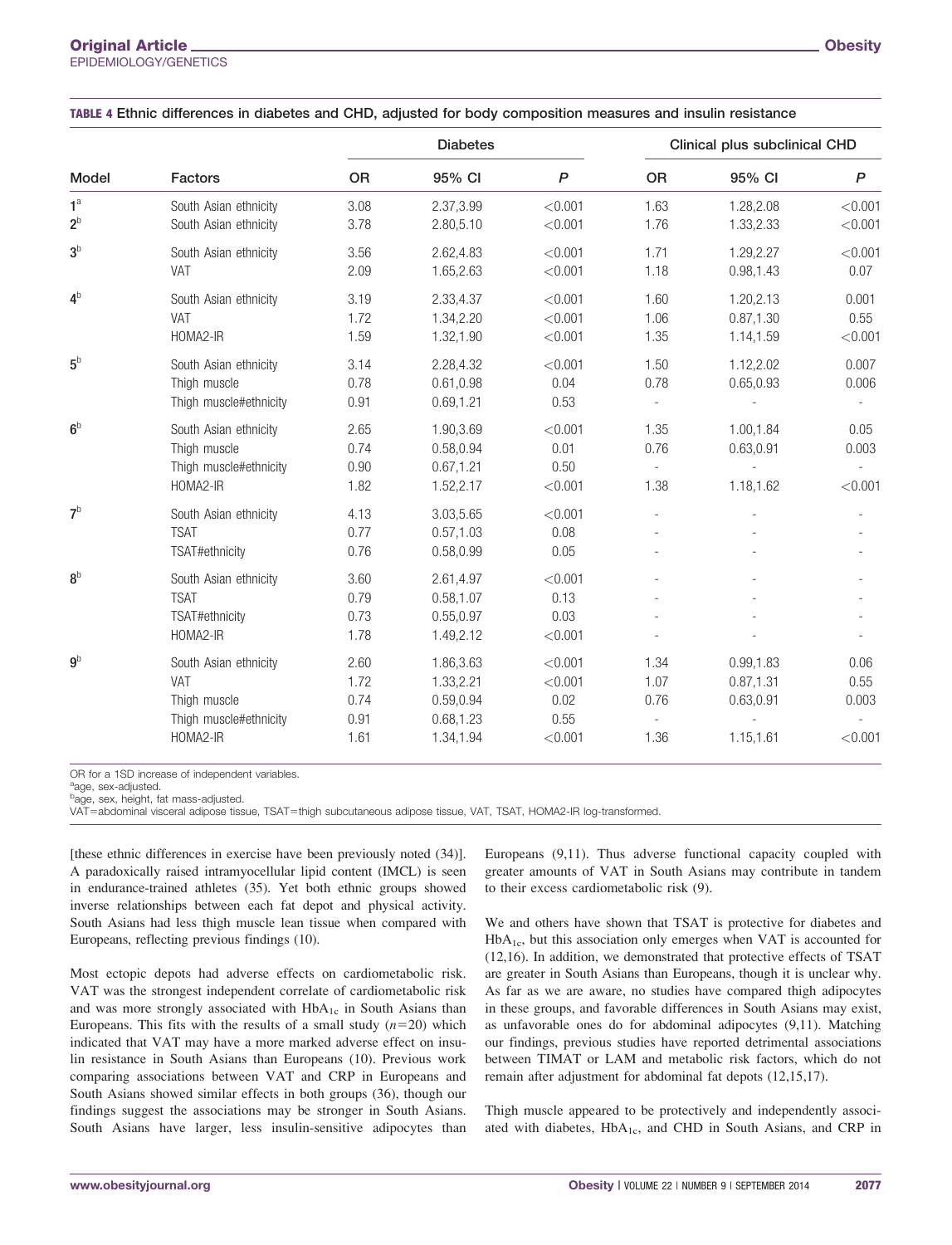**TABLE 4 Ethnic differences in diabetes and CHD, adjusted for body composition measures and insulin resistance**

| Model | Factors | Diabetes | | | Clinical plus subclinical CHD | | |
|---|---|---|---|---|---|---|---|
| | | OR | 95% CI | *P* | OR | 95% CI | *P* |
| 1[a] | South Asian ethnicity | 3.08 | 2.37,3.99 | <0.001 | 1.63 | 1.28,2.08 | <0.001 |
| 2[b] | South Asian ethnicity | 3.78 | 2.80,5.10 | <0.001 | 1.76 | 1.33,2.33 | <0.001 |
| 3[b] | South Asian ethnicity | 3.56 | 2.62,4.83 | <0.001 | 1.71 | 1.29,2.27 | <0.001 |
| | VAT | 2.09 | 1.65,2.63 | <0.001 | 1.18 | 0.98,1.43 | 0.07 |
| 4[b] | South Asian ethnicity | 3.19 | 2.33,4.37 | <0.001 | 1.60 | 1.20,2.13 | 0.001 |
| | VAT | 1.72 | 1.34,2.20 | <0.001 | 1.06 | 0.87,1.30 | 0.55 |
| | HOMA2-IR | 1.59 | 1.32,1.90 | <0.001 | 1.35 | 1.14,1.59 | <0.001 |
| 5[b] | South Asian ethnicity | 3.14 | 2.28,4.32 | <0.001 | 1.50 | 1.12,2.02 | 0.007 |
| | Thigh muscle | 0.78 | 0.61,0.98 | 0.04 | 0.78 | 0.65,0.93 | 0.006 |
| | Thigh muscle#ethnicity | 0.91 | 0.69,1.21 | 0.53 | - | - | - |
| 6[b] | South Asian ethnicity | 2.65 | 1.90,3.69 | <0.001 | 1.35 | 1.00,1.84 | 0.05 |
| | Thigh muscle | 0.74 | 0.58,0.94 | 0.01 | 0.76 | 0.63,0.91 | 0.003 |
| | Thigh muscle#ethnicity | 0.90 | 0.67,1.21 | 0.50 | - | - | - |
| | HOMA2-IR | 1.82 | 1.52,2.17 | <0.001 | 1.38 | 1.18,1.62 | <0.001 |
| 7[b] | South Asian ethnicity | 4.13 | 3.03,5.65 | <0.001 | - | - | - |
| | TSAT | 0.77 | 0.57,1.03 | 0.08 | - | - | - |
| | TSAT#ethnicity | 0.76 | 0.58,0.99 | 0.05 | - | - | - |
| 8[b] | South Asian ethnicity | 3.60 | 2.61,4.97 | <0.001 | - | - | - |
| | TSAT | 0.79 | 0.58,1.07 | 0.13 | - | - | - |
| | TSAT#ethnicity | 0.73 | 0.55,0.97 | 0.03 | - | - | - |
| | HOMA2-IR | 1.78 | 1.49,2.12 | <0.001 | - | - | - |
| 9[b] | South Asian ethnicity | 2.60 | 1.86,3.63 | <0.001 | 1.34 | 0.99,1.83 | 0.06 |
| | VAT | 1.72 | 1.33,2.21 | <0.001 | 1.07 | 0.87,1.31 | 0.55 |
| | Thigh muscle | 0.74 | 0.59,0.94 | 0.02 | 0.76 | 0.63,0.91 | 0.003 |
| | Thigh muscle#ethnicity | 0.91 | 0.68,1.23 | 0.55 | - | - | - |
| | HOMA2-IR | 1.61 | 1.34,1.94 | <0.001 | 1.36 | 1.15,1.61 | <0.001 |

OR for a 1SD increase of independent variables.
[a]age, sex-adjusted.
[b]age, sex, height, fat mass-adjusted.
VAT=abdominal visceral adipose tissue, TSAT=thigh subcutaneous adipose tissue, VAT, TSAT, HOMA2-IR log-transformed.

[these ethnic differences in exercise have been previously noted (34)]. A paradoxically raised intramyocellular lipid content (IMCL) is seen in endurance-trained athletes (35). Yet both ethnic groups showed inverse relationships between each fat depot and physical activity. South Asians had less thigh muscle lean tissue when compared with Europeans, reflecting previous findings (10).

Most ectopic depots had adverse effects on cardiometabolic risk. VAT was the strongest independent correlate of cardiometabolic risk and was more strongly associated with $HbA_{1c}$ in South Asians than Europeans. This fits with the results of a small study ($n=20$) which indicated that VAT may have a more marked adverse effect on insulin resistance in South Asians than Europeans (10). Previous work comparing associations between VAT and CRP in Europeans and South Asians showed similar effects in both groups (36), though our findings suggest the associations may be stronger in South Asians. South Asians have larger, less insulin-sensitive adipocytes than Europeans (9,11). Thus adverse functional capacity coupled with greater amounts of VAT in South Asians may contribute in tandem to their excess cardiometabolic risk (9).

We and others have shown that TSAT is protective for diabetes and $HbA_{1c}$, but this association only emerges when VAT is accounted for (12,16). In addition, we demonstrated that protective effects of TSAT are greater in South Asians than Europeans, though it is unclear why. As far as we are aware, no studies have compared thigh adipocytes in these groups, and favorable differences in South Asians may exist, as unfavorable ones do for abdominal adipocytes (9,11). Matching our findings, previous studies have reported detrimental associations between TIMAT or LAM and metabolic risk factors, which do not remain after adjustment for abdominal fat depots (12,15,17).

Thigh muscle appeared to be protectively and independently associated with diabetes, $HbA_{1c}$, and CHD in South Asians, and CRP in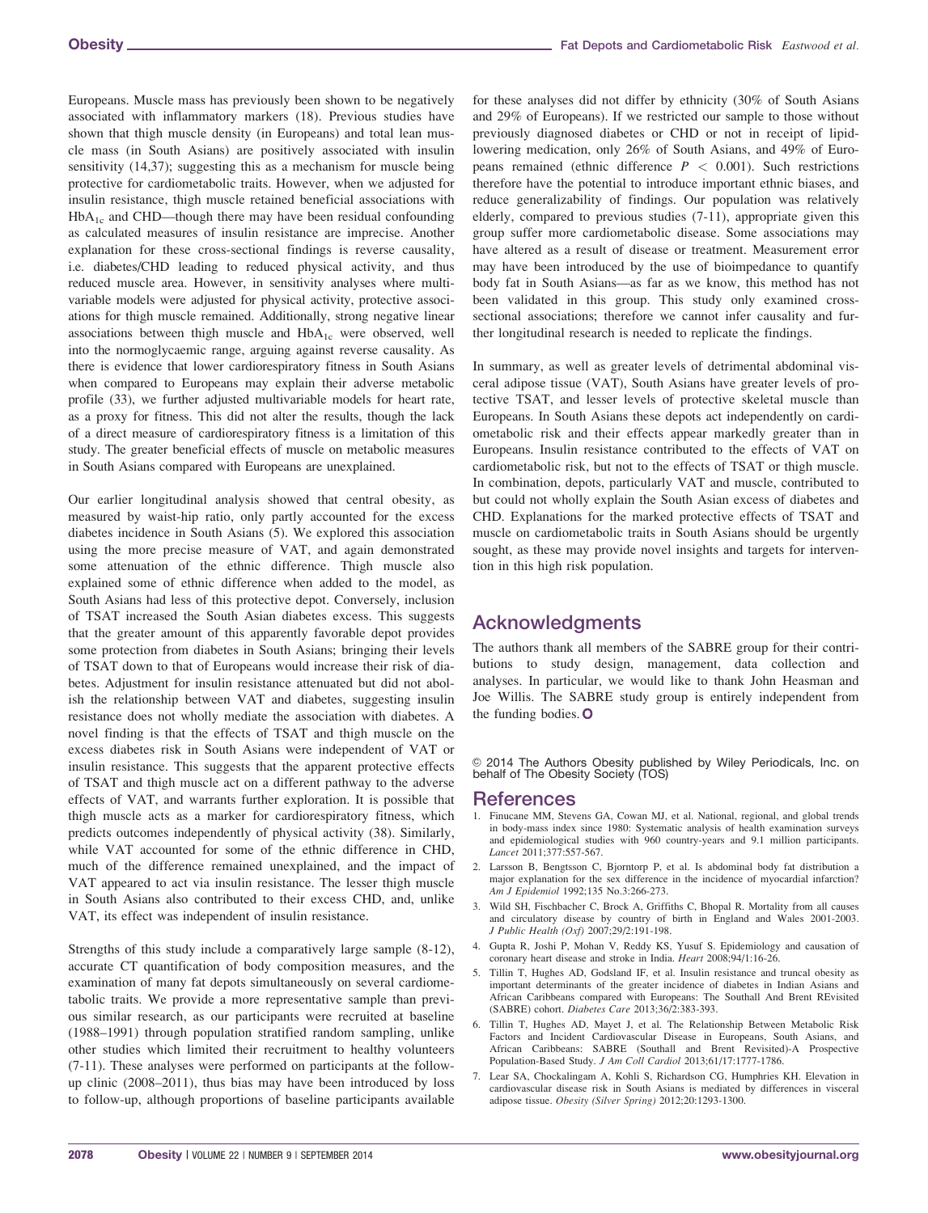Europeans. Muscle mass has previously been shown to be negatively associated with inflammatory markers (18). Previous studies have shown that thigh muscle density (in Europeans) and total lean muscle mass (in South Asians) are positively associated with insulin sensitivity (14,37); suggesting this as a mechanism for muscle being protective for cardiometabolic traits. However, when we adjusted for insulin resistance, thigh muscle retained beneficial associations with $HbA_{1c}$ and CHD—though there may have been residual confounding as calculated measures of insulin resistance are imprecise. Another explanation for these cross-sectional findings is reverse causality, i.e. diabetes/CHD leading to reduced physical activity, and thus reduced muscle area. However, in sensitivity analyses where multivariable models were adjusted for physical activity, protective associations for thigh muscle remained. Additionally, strong negative linear associations between thigh muscle and $HbA_{1c}$ were observed, well into the normoglycaemic range, arguing against reverse causality. As there is evidence that lower cardiorespiratory fitness in South Asians when compared to Europeans may explain their adverse metabolic profile (33), we further adjusted multivariable models for heart rate, as a proxy for fitness. This did not alter the results, though the lack of a direct measure of cardiorespiratory fitness is a limitation of this study. The greater beneficial effects of muscle on metabolic measures in South Asians compared with Europeans are unexplained.

Our earlier longitudinal analysis showed that central obesity, as measured by waist-hip ratio, only partly accounted for the excess diabetes incidence in South Asians (5). We explored this association using the more precise measure of VAT, and again demonstrated some attenuation of the ethnic difference. Thigh muscle also explained some of ethnic difference when added to the model, as South Asians had less of this protective depot. Conversely, inclusion of TSAT increased the South Asian diabetes excess. This suggests that the greater amount of this apparently favorable depot provides some protection from diabetes in South Asians; bringing their levels of TSAT down to that of Europeans would increase their risk of diabetes. Adjustment for insulin resistance attenuated but did not abolish the relationship between VAT and diabetes, suggesting insulin resistance does not wholly mediate the association with diabetes. A novel finding is that the effects of TSAT and thigh muscle on the excess diabetes risk in South Asians were independent of VAT or insulin resistance. This suggests that the apparent protective effects of TSAT and thigh muscle act on a different pathway to the adverse effects of VAT, and warrants further exploration. It is possible that thigh muscle acts as a marker for cardiorespiratory fitness, which predicts outcomes independently of physical activity (38). Similarly, while VAT accounted for some of the ethnic difference in CHD, much of the difference remained unexplained, and the impact of VAT appeared to act via insulin resistance. The lesser thigh muscle in South Asians also contributed to their excess CHD, and, unlike VAT, its effect was independent of insulin resistance.

Strengths of this study include a comparatively large sample (8-12), accurate CT quantification of body composition measures, and the examination of many fat depots simultaneously on several cardiometabolic traits. We provide a more representative sample than previous similar research, as our participants were recruited at baseline (1988–1991) through population stratified random sampling, unlike other studies which limited their recruitment to healthy volunteers (7-11). These analyses were performed on participants at the follow-up clinic (2008–2011), thus bias may have been introduced by loss to follow-up, although proportions of baseline participants available for these analyses did not differ by ethnicity (30% of South Asians and 29% of Europeans). If we restricted our sample to those without previously diagnosed diabetes or CHD or not in receipt of lipid-lowering medication, only 26% of South Asians, and 49% of Europeans remained (ethnic difference $P < 0.001$). Such restrictions therefore have the potential to introduce important ethnic biases, and reduce generalizability of findings. Our population was relatively elderly, compared to previous studies (7-11), appropriate given this group suffer more cardiometabolic disease. Some associations may have altered as a result of disease or treatment. Measurement error may have been introduced by the use of bioimpedance to quantify body fat in South Asians—as far as we know, this method has not been validated in this group. This study only examined cross-sectional associations; therefore we cannot infer causality and further longitudinal research is needed to replicate the findings.

In summary, as well as greater levels of detrimental abdominal visceral adipose tissue (VAT), South Asians have greater levels of protective TSAT, and lesser levels of protective skeletal muscle than Europeans. In South Asians these depots act independently on cardiometabolic risk and their effects appear markedly greater than in Europeans. Insulin resistance contributed to the effects of VAT on cardiometabolic risk, but not to the effects of TSAT or thigh muscle. In combination, depots, particularly VAT and muscle, contributed to but could not wholly explain the South Asian excess of diabetes and CHD. Explanations for the marked protective effects of TSAT and muscle on cardiometabolic traits in South Asians should be urgently sought, as these may provide novel insights and targets for intervention in this high risk population.

## Acknowledgments

The authors thank all members of the SABRE group for their contributions to study design, management, data collection and analyses. In particular, we would like to thank John Heasman and Joe Willis. The SABRE study group is entirely independent from the funding bodies.

© 2014 The Authors Obesity published by Wiley Periodicals, Inc. on behalf of The Obesity Society (TOS)

## References

1. Finucane MM, Stevens GA, Cowan MJ, et al. National, regional, and global trends in body-mass index since 1980: Systematic analysis of health examination surveys and epidemiological studies with 960 country-years and 9.1 million participants. *Lancet* 2011;377:557-567.
2. Larsson B, Bengtsson C, Bjorntorp P, et al. Is abdominal body fat distribution a major explanation for the sex difference in the incidence of myocardial infarction? *Am J Epidemiol* 1992;135 No.3:266-273.
3. Wild SH, Fischbacher C, Brock A, Griffiths C, Bhopal R. Mortality from all causes and circulatory disease by country of birth in England and Wales 2001-2003. *J Public Health (Oxf)* 2007;29/2:191-198.
4. Gupta R, Joshi P, Mohan V, Reddy KS, Yusuf S. Epidemiology and causation of coronary heart disease and stroke in India. *Heart* 2008;94/1:16-26.
5. Tillin T, Hughes AD, Godsland IF, et al. Insulin resistance and truncal obesity as important determinants of the greater incidence of diabetes in Indian Asians and African Caribbeans compared with Europeans: The Southall And Brent REvisited (SABRE) cohort. *Diabetes Care* 2013;36/2:383-393.
6. Tillin T, Hughes AD, Mayet J, et al. The Relationship Between Metabolic Risk Factors and Incident Cardiovascular Disease in Europeans, South Asians, and African Caribbeans: SABRE (Southall and Brent Revisited)-A Prospective Population-Based Study. *J Am Coll Cardiol* 2013;61/17:1777-1786.
7. Lear SA, Chockalingam A, Kohli S, Richardson CG, Humphries KH. Elevation in cardiovascular disease risk in South Asians is mediated by differences in visceral adipose tissue. *Obesity (Silver Spring)* 2012;20:1293-1300.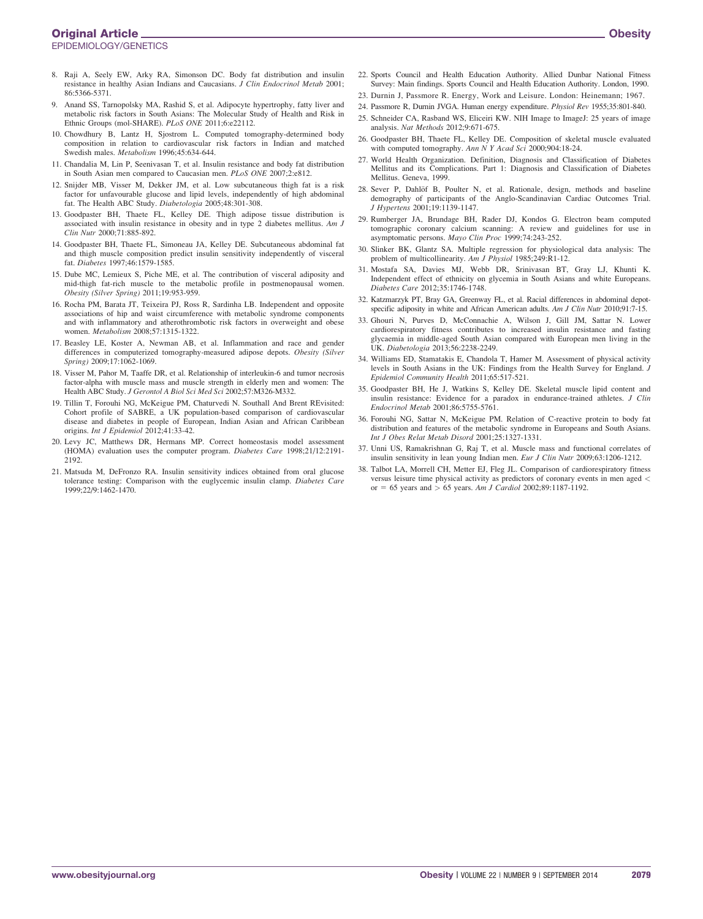8. Raji A, Seely EW, Arky RA, Simonson DC. Body fat distribution and insulin resistance in healthy Asian Indians and Caucasians. *J Clin Endocrinol Metab* 2001; 86:5366-5371.
9. Anand SS, Tarnopolsky MA, Rashid S, et al. Adipocyte hypertrophy, fatty liver and metabolic risk factors in South Asians: The Molecular Study of Health and Risk in Ethnic Groups (mol-SHARE). *PLoS ONE* 2011;6:e22112.
10. Chowdhury B, Lantz H, Sjostrom L. Computed tomography-determined body composition in relation to cardiovascular risk factors in Indian and matched Swedish males. *Metabolism* 1996;45:634-644.
11. Chandalia M, Lin P, Seenivasan T, et al. Insulin resistance and body fat distribution in South Asian men compared to Caucasian men. *PLoS ONE* 2007;2:e812.
12. Snijder MB, Visser M, Dekker JM, et al. Low subcutaneous thigh fat is a risk factor for unfavourable glucose and lipid levels, independently of high abdominal fat. The Health ABC Study. *Diabetologia* 2005;48:301-308.
13. Goodpaster BH, Thaete FL, Kelley DE. Thigh adipose tissue distribution is associated with insulin resistance in obesity and in type 2 diabetes mellitus. *Am J Clin Nutr* 2000;71:885-892.
14. Goodpaster BH, Thaete FL, Simoneau JA, Kelley DE. Subcutaneous abdominal fat and thigh muscle composition predict insulin sensitivity independently of visceral fat. *Diabetes* 1997;46:1579-1585.
15. Dube MC, Lemieux S, Piche ME, et al. The contribution of visceral adiposity and mid-thigh fat-rich muscle to the metabolic profile in postmenopausal women. *Obesity (Silver Spring)* 2011;19:953-959.
16. Rocha PM, Barata JT, Teixeira PJ, Ross R, Sardinha LB. Independent and opposite associations of hip and waist circumference with metabolic syndrome components and with inflammatory and atherothrombotic risk factors in overweight and obese women. *Metabolism* 2008;57:1315-1322.
17. Beasley LE, Koster A, Newman AB, et al. Inflammation and race and gender differences in computerized tomography-measured adipose depots. *Obesity (Silver Spring)* 2009;17:1062-1069.
18. Visser M, Pahor M, Taaffe DR, et al. Relationship of interleukin-6 and tumor necrosis factor-alpha with muscle mass and muscle strength in elderly men and women: The Health ABC Study. *J Gerontol A Biol Sci Med Sci* 2002;57:M326-M332.
19. Tillin T, Forouhi NG, McKeigue PM, Chaturvedi N. Southall And Brent REvisited: Cohort profile of SABRE, a UK population-based comparison of cardiovascular disease and diabetes in people of European, Indian Asian and African Caribbean origins. *Int J Epidemiol* 2012;41:33-42.
20. Levy JC, Matthews DR, Hermans MP. Correct homeostasis model assessment (HOMA) evaluation uses the computer program. *Diabetes Care* 1998;21/12:2191-2192.
21. Matsuda M, DeFronzo RA. Insulin sensitivity indices obtained from oral glucose tolerance testing: Comparison with the euglycemic insulin clamp. *Diabetes Care* 1999;22/9:1462-1470.
22. Sports Council and Health Education Authority. Allied Dunbar National Fitness Survey: Main findings. Sports Council and Health Education Authority. London, 1990.
23. Durnin J, Passmore R. Energy, Work and Leisure. London: Heinemann; 1967.
24. Passmore R, Durnin JVGA. Human energy expenditure. *Physiol Rev* 1955;35:801-840.
25. Schneider CA, Rasband WS, Eliceiri KW. NIH Image to ImageJ: 25 years of image analysis. *Nat Methods* 2012;9:671-675.
26. Goodpaster BH, Thaete FL, Kelley DE. Composition of skeletal muscle evaluated with computed tomography. *Ann N Y Acad Sci* 2000;904:18-24.
27. World Health Organization. Definition, Diagnosis and Classification of Diabetes Mellitus and its Complications. Part 1: Diagnosis and Classification of Diabetes Mellitus. Geneva, 1999.
28. Sever P, Dahlöf B, Poulter N, et al. Rationale, design, methods and baseline demography of participants of the Anglo-Scandinavian Cardiac Outcomes Trial. *J Hypertens* 2001;19:1139-1147.
29. Rumberger JA, Brundage BH, Rader DJ, Kondos G. Electron beam computed tomographic coronary calcium scanning: A review and guidelines for use in asymptomatic persons. *Mayo Clin Proc* 1999;74:243-252.
30. Slinker BK, Glantz SA. Multiple regression for physiological data analysis: The problem of multicollinearity. *Am J Physiol* 1985;249:R1-12.
31. Mostafa SA, Davies MJ, Webb DR, Srinivasan BT, Gray LJ, Khunti K. Independent effect of ethnicity on glycemia in South Asians and white Europeans. *Diabetes Care* 2012;35:1746-1748.
32. Katzmarzyk PT, Bray GA, Greenway FL, et al. Racial differences in abdominal depot-specific adiposity in white and African American adults. *Am J Clin Nutr* 2010;91:7-15.
33. Ghouri N, Purves D, McConnachie A, Wilson J, Gill JM, Sattar N. Lower cardiorespiratory fitness contributes to increased insulin resistance and fasting glycaemia in middle-aged South Asian compared with European men living in the UK. *Diabetologia* 2013;56:2238-2249.
34. Williams ED, Stamatakis E, Chandola T, Hamer M. Assessment of physical activity levels in South Asians in the UK: Findings from the Health Survey for England. *J Epidemiol Community Health* 2011;65:517-521.
35. Goodpaster BH, He J, Watkins S, Kelley DE. Skeletal muscle lipid content and insulin resistance: Evidence for a paradox in endurance-trained athletes. *J Clin Endocrinol Metab* 2001;86:5755-5761.
36. Forouhi NG, Sattar N, McKeigue PM. Relation of C-reactive protein to body fat distribution and features of the metabolic syndrome in Europeans and South Asians. *Int J Obes Relat Metab Disord* 2001;25:1327-1331.
37. Unni US, Ramakrishnan G, Raj T, et al. Muscle mass and functional correlates of insulin sensitivity in lean young Indian men. *Eur J Clin Nutr* 2009;63:1206-1212.
38. Talbot LA, Morrell CH, Metter EJ, Fleg JL. Comparison of cardiorespiratory fitness versus leisure time physical activity as predictors of coronary events in men aged < or = 65 years and > 65 years. *Am J Cardiol* 2002;89:1187-1192.